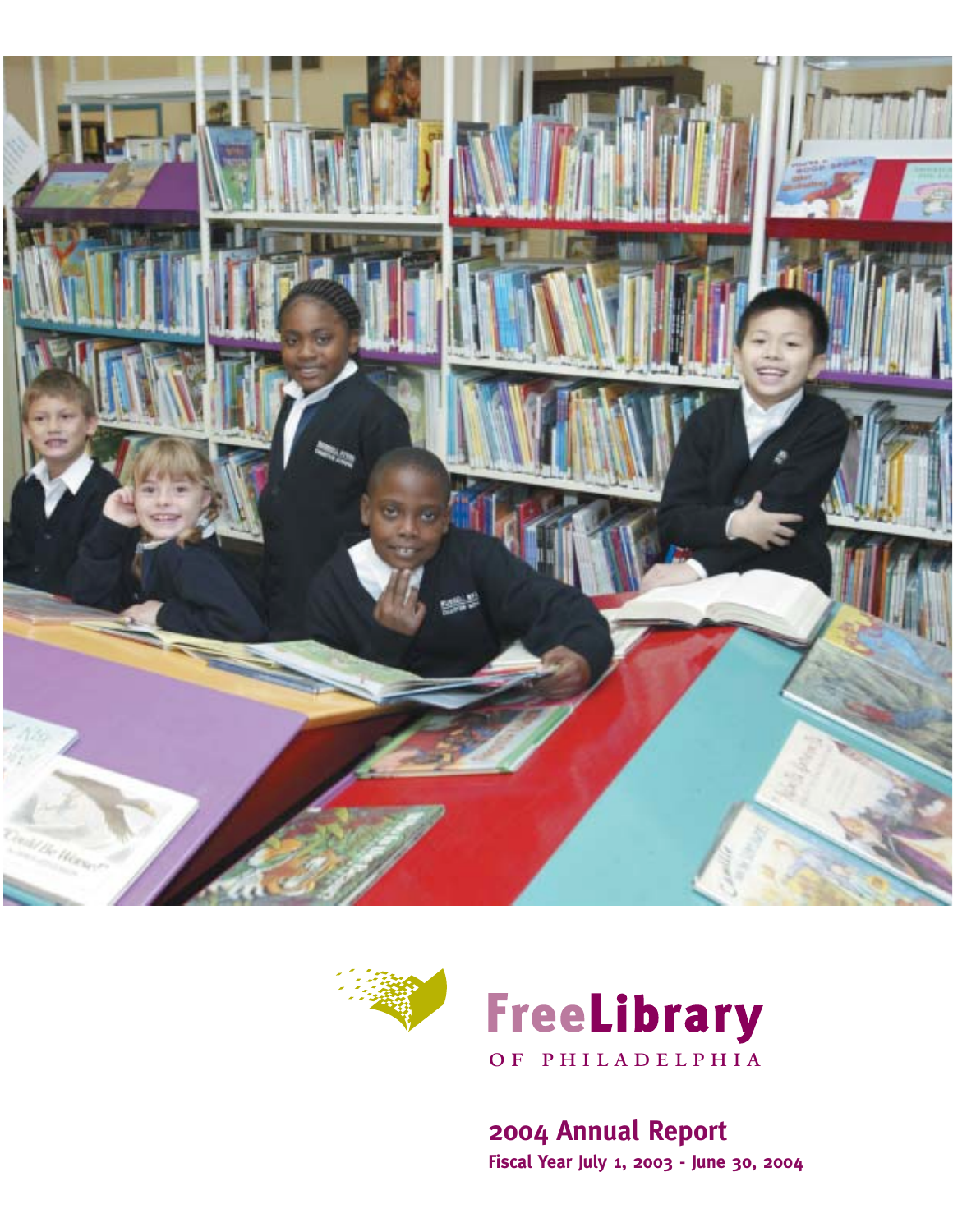# Free Library

OF PHILADELPHIA

## 2004 Annual Report

**Fiscal Year July 1, 2003 - June 30, 2004**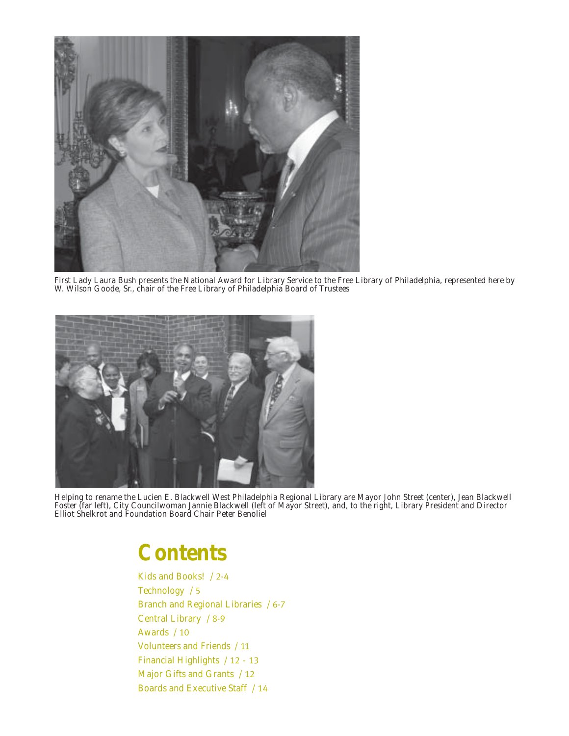First Lady Laura Bush presents the National Award for Library Service to the Free Library of Philadelphia, represented here by W. Wilson Goode, Sr., chair of the Free Library of Philadelphia Board of Trustees

Helping to rename the Lucien E. Blackwell West Philadelphia Regional Library are Mayor John Street (center), Jean Blackwell Foster (far left), City Councilwoman Jannie Blackwell (left of Mayor Street), and, to the right, Library President and Director Elliot Shelkrot and Foundation Board Chair Peter Benoliel

# Contents

- Kids and Books! / 2-4
- Technology / 5
- Branch and Regional Libraries / 6-7
- Central Library / 8-9
- Awards / 10
- Volunteers and Friends / 11
- Financial Highlights / 12 - 13
- Major Gifts and Grants / 12
- Boards and Executive Staff / 14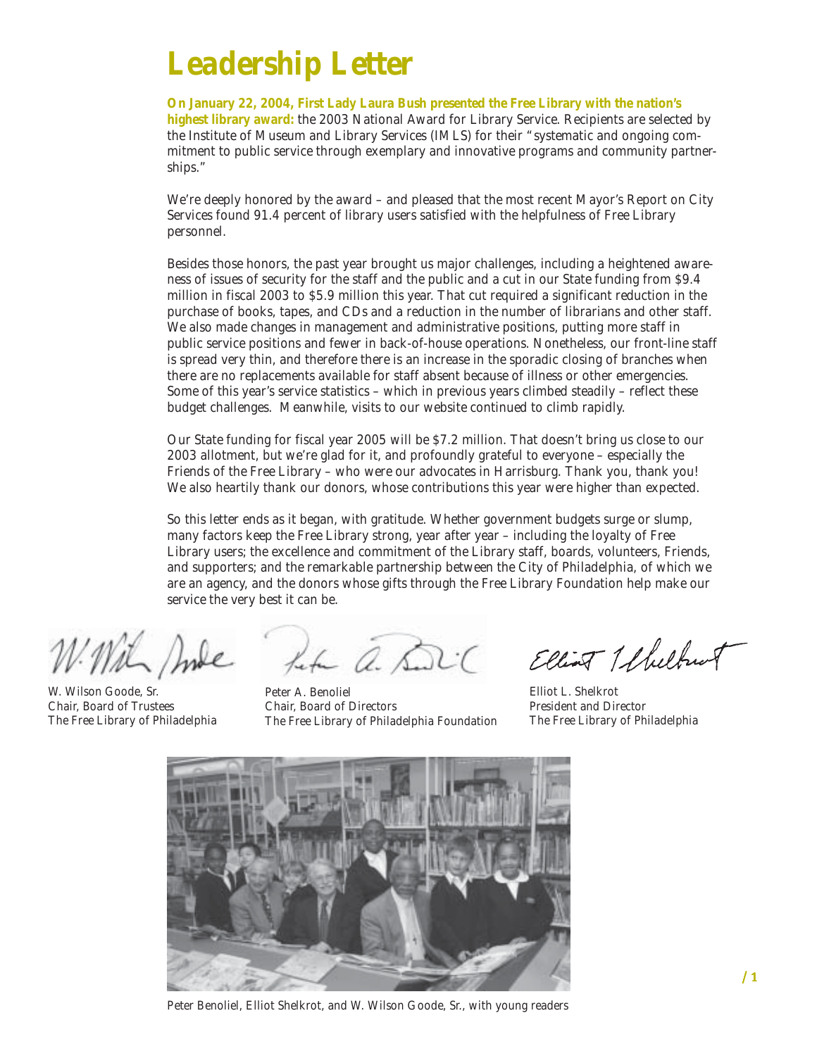# Leadership Letter

**On January 22, 2004, First Lady Laura Bush presented the Free Library with the nation's highest library award:** the 2003 National Award for Library Service. Recipients are selected by the Institute of Museum and Library Services (IMLS) for their "systematic and ongoing commitment to public service through exemplary and innovative programs and community partnerships."

We're deeply honored by the award – and pleased that the most recent Mayor's Report on City Services found 91.4 percent of library users satisfied with the helpfulness of Free Library personnel.

Besides those honors, the past year brought us major challenges, including a heightened awareness of issues of security for the staff and the public and a cut in our State funding from $9.4 million in fiscal 2003 to $5.9 million this year. That cut required a significant reduction in the purchase of books, tapes, and CDs and a reduction in the number of librarians and other staff. We also made changes in management and administrative positions, putting more staff in public service positions and fewer in back-of-house operations. Nonetheless, our front-line staff is spread very thin, and therefore there is an increase in the sporadic closing of branches when there are no replacements available for staff absent because of illness or other emergencies. Some of this year's service statistics – which in previous years climbed steadily – reflect these budget challenges. Meanwhile, visits to our website continued to climb rapidly.

Our State funding for fiscal year 2005 will be $7.2 million. That doesn't bring us close to our 2003 allotment, but we're glad for it, and profoundly grateful to everyone – especially the Friends of the Free Library – who were our advocates in Harrisburg. Thank you, thank you! We also heartily thank our donors, whose contributions this year were higher than expected.

So this letter ends as it began, with gratitude. Whether government budgets surge or slump, many factors keep the Free Library strong, year after year – including the loyalty of Free Library users; the excellence and commitment of the Library staff, boards, volunteers, Friends, and supporters; and the remarkable partnership between the City of Philadelphia, of which we are an agency, and the donors whose gifts through the Free Library Foundation help make our service the very best it can be.

W. Wilson Goode, Sr.
Chair, Board of Trustees
The Free Library of Philadelphia

Peter A. Benoliel
Chair, Board of Directors
The Free Library of Philadelphia Foundation

Elliot L. Shelkrot
President and Director
The Free Library of Philadelphia

Peter Benoliel, Elliot Shelkrot, and W. Wilson Goode, Sr., with young readers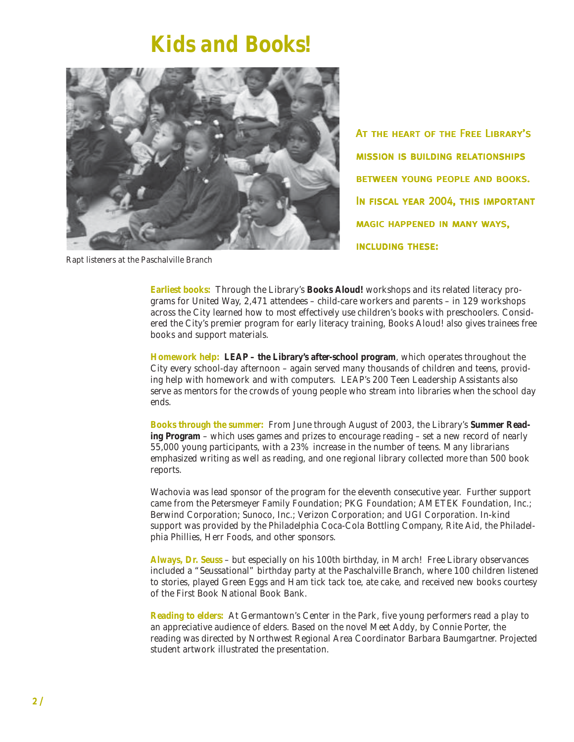# Kids and Books!

Rapt listeners at the Paschalville Branch

**At the heart of the Free Library's mission is building relationships between young people and books. In fiscal year 2004, this important magic happened in many ways, including these:**

**Earliest books:** Through the Library's **Books Aloud!** workshops and its related literacy programs for United Way, 2,471 attendees – child-care workers and parents – in 129 workshops across the City learned how to most effectively use children's books with preschoolers. Considered the City's premier program for early literacy training, Books Aloud! also gives trainees free books and support materials.

**Homework help:** **LEAP – the Library's after-school program**, which operates throughout the City every school-day afternoon – again served many thousands of children and teens, providing help with homework and with computers. LEAP's 200 Teen Leadership Assistants also serve as mentors for the crowds of young people who stream into libraries when the school day ends.

**Books through the summer:** From June through August of 2003, the Library's **Summer Reading Program** – which uses games and prizes to encourage reading – set a new record of nearly 55,000 young participants, with a 23% increase in the number of teens. Many librarians emphasized writing as well as reading, and one regional library collected more than 500 book reports.

Wachovia was lead sponsor of the program for the eleventh consecutive year. Further support came from the Petersmeyer Family Foundation; PKG Foundation; AMETEK Foundation, Inc.; Berwind Corporation; Sunoco, Inc.; Verizon Corporation; and UGI Corporation. In-kind support was provided by the Philadelphia Coca-Cola Bottling Company, Rite Aid, the Philadelphia Phillies, Herr Foods, and other sponsors.

**Always, Dr. Seuss** – but especially on his 100th birthday, in March! Free Library observances included a "Seussational" birthday party at the Paschalville Branch, where 100 children listened to stories, played Green Eggs and Ham tick tack toe, ate cake, and received new books courtesy of the First Book National Book Bank.

**Reading to elders:** At Germantown's Center in the Park, five young performers read a play to an appreciative audience of elders. Based on the novel Meet Addy, by Connie Porter, the reading was directed by Northwest Regional Area Coordinator Barbara Baumgartner. Projected student artwork illustrated the presentation.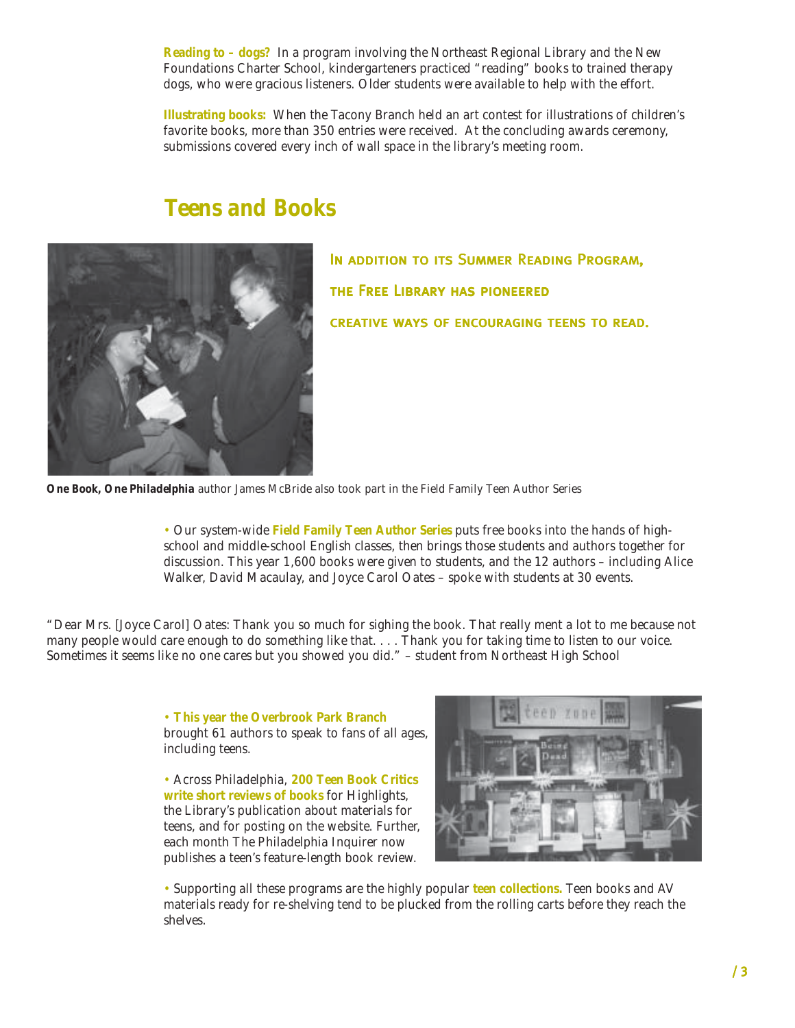**Reading to – dogs?** In a program involving the Northeast Regional Library and the New Foundations Charter School, kindergarteners practiced "reading" books to trained therapy dogs, who were gracious listeners. Older students were available to help with the effort.

**Illustrating books:** When the Tacony Branch held an art contest for illustrations of children's favorite books, more than 350 entries were received. At the concluding awards ceremony, submissions covered every inch of wall space in the library's meeting room.

## Teens and Books

IN ADDITION TO ITS SUMMER READING PROGRAM, THE FREE LIBRARY HAS PIONEERED CREATIVE WAYS OF ENCOURAGING TEENS TO READ.

***One Book, One Philadelphia*** *author James McBride also took part in the Field Family Teen Author Series*

- Our system-wide **Field Family Teen Author Series** puts free books into the hands of high-school and middle-school English classes, then brings those students and authors together for discussion. This year 1,600 books were given to students, and the 12 authors – including Alice Walker, David Macaulay, and Joyce Carol Oates – spoke with students at 30 events.

"Dear Mrs. [Joyce Carol] Oates: Thank you so much for sighing the book. That really ment a lot to me because not many people would care enough to do something like that. . . . Thank you for taking time to listen to our voice. Sometimes it seems like no one cares but you showed you did." – student from Northeast High School

- **This year the Overbrook Park Branch** brought 61 authors to speak to fans of all ages, including teens.

- Across Philadelphia, **200 Teen Book Critics write short reviews of books** for Highlights, the Library's publication about materials for teens, and for posting on the website. Further, each month The Philadelphia Inquirer now publishes a teen's feature-length book review.

- Supporting all these programs are the highly popular **teen collections.** Teen books and AV materials ready for re-shelving tend to be plucked from the rolling carts before they reach the shelves.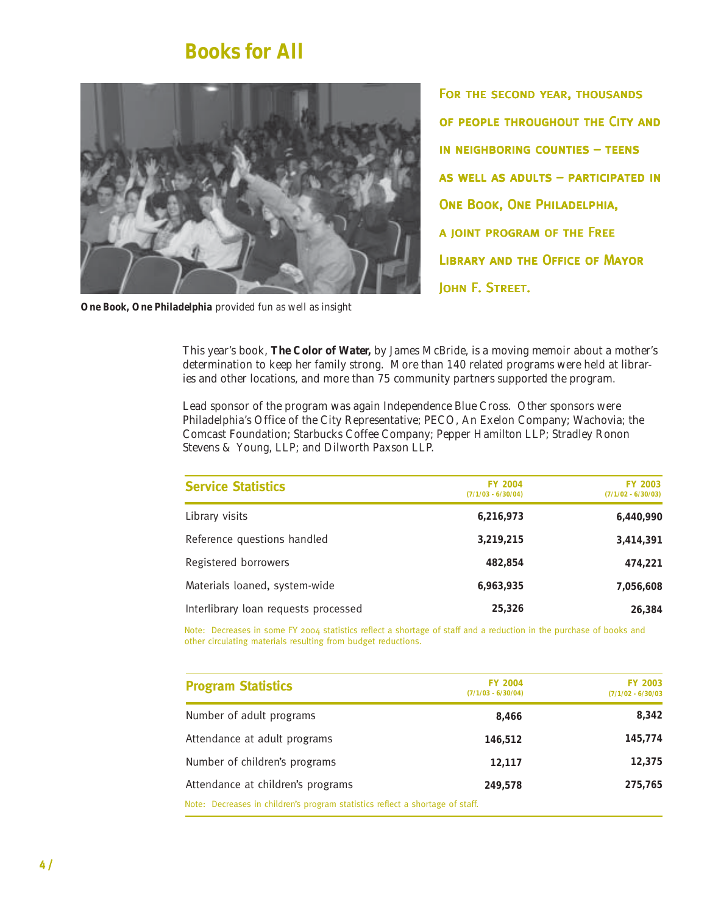# Books for All

**One Book, One Philadelphia** provided fun as well as insight

**For the second year, thousands of people throughout the City and in neighboring counties – teens as well as adults – participated in One Book, One Philadelphia, a joint program of the Free Library and the Office of Mayor John F. Street.**

This year's book, **The Color of Water,** by James McBride, is a moving memoir about a mother's determination to keep her family strong. More than 140 related programs were held at libraries and other locations, and more than 75 community partners supported the program.

Lead sponsor of the program was again Independence Blue Cross. Other sponsors were Philadelphia's Office of the City Representative; PECO, An Exelon Company; Wachovia; the Comcast Foundation; Starbucks Coffee Company; Pepper Hamilton LLP; Stradley Ronon Stevens & Young, LLP; and Dilworth Paxson LLP.

| Service Statistics | FY 2004 (7/1/03 - 6/30/04) | FY 2003 (7/1/02 - 6/30/03) |
|---|---|---|
| Library visits | **6,216,973** | **6,440,990** |
| Reference questions handled | **3,219,215** | **3,414,391** |
| Registered borrowers | **482,854** | **474,221** |
| Materials loaned, system-wide | **6,963,935** | **7,056,608** |
| Interlibrary loan requests processed | **25,326** | **26,384** |

Note: Decreases in some FY 2004 statistics reflect a shortage of staff and a reduction in the purchase of books and other circulating materials resulting from budget reductions.

| Program Statistics | FY 2004 (7/1/03 - 6/30/04) | FY 2003 (7/1/02 - 6/30/03 |
|---|---|---|
| Number of adult programs | **8,466** | **8,342** |
| Attendance at adult programs | **146,512** | **145,774** |
| Number of children's programs | **12,117** | **12,375** |
| Attendance at children's programs | **249,578** | **275,765** |

Note: Decreases in children's program statistics reflect a shortage of staff.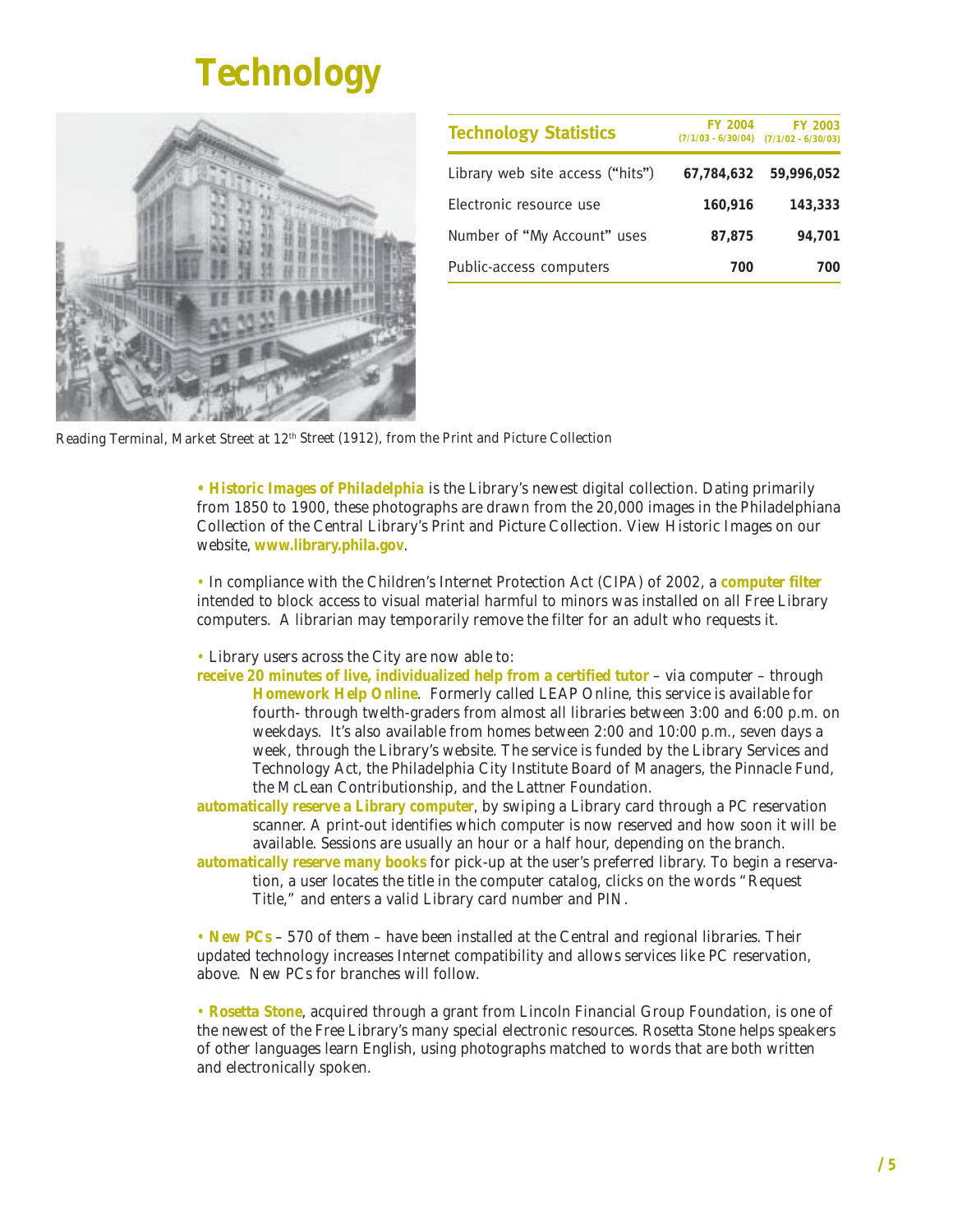# Technology

| Technology Statistics | FY 2004 (7/1/03 - 6/30/04) | FY 2003 (7/1/02 - 6/30/03) |
|---|---|---|
| Library web site access ("hits") | **67,784,632** | **59,996,052** |
| Electronic resource use | **160,916** | **143,333** |
| Number of "My Account" uses | **87,875** | **94,701** |
| Public-access computers | **700** | **700** |

*Reading Terminal, Market Street at 12th Street (1912), from the Print and Picture Collection*

• **Historic Images of Philadelphia** is the Library's newest digital collection. Dating primarily from 1850 to 1900, these photographs are drawn from the 20,000 images in the Philadelphiana Collection of the Central Library's Print and Picture Collection. View Historic Images on our website, **www.library.phila.gov**.

• In compliance with the Children's Internet Protection Act (CIPA) of 2002, a **computer filter** intended to block access to visual material harmful to minors was installed on all Free Library computers. A librarian may temporarily remove the filter for an adult who requests it.

• Library users across the City are now able to:

**receive 20 minutes of live, individualized help from a certified tutor** – via computer – through **Homework Help Online**. Formerly called LEAP Online, this service is available for fourth- through twelth-graders from almost all libraries between 3:00 and 6:00 p.m. on weekdays. It's also available from homes between 2:00 and 10:00 p.m., seven days a week, through the Library's website. The service is funded by the Library Services and Technology Act, the Philadelphia City Institute Board of Managers, the Pinnacle Fund, the McLean Contributionship, and the Lattner Foundation.

**automatically reserve a Library computer**, by swiping a Library card through a PC reservation scanner. A print-out identifies which computer is now reserved and how soon it will be available. Sessions are usually an hour or a half hour, depending on the branch.

**automatically reserve many books** for pick-up at the user's preferred library. To begin a reservation, a user locates the title in the computer catalog, clicks on the words "Request Title," and enters a valid Library card number and PIN.

• **New PCs** – 570 of them – have been installed at the Central and regional libraries. Their updated technology increases Internet compatibility and allows services like PC reservation, above. New PCs for branches will follow.

• **Rosetta Stone**, acquired through a grant from Lincoln Financial Group Foundation, is one of the newest of the Free Library's many special electronic resources. Rosetta Stone helps speakers of other languages learn English, using photographs matched to words that are both written and electronically spoken.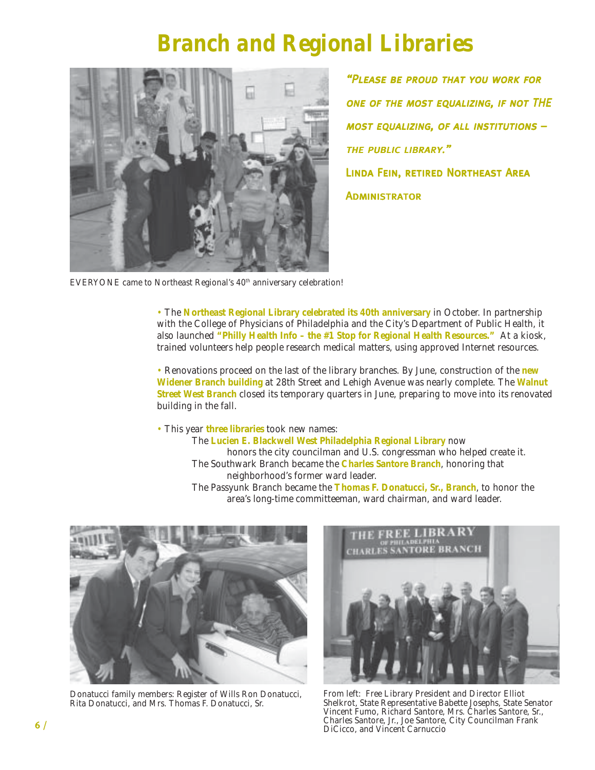# Branch and Regional Libraries

EVERYONE came to Northeast Regional's 40th anniversary celebration!

*"Please be proud that you work for one of the most equalizing, if not THE most equalizing, of all institutions – the public library."*

Linda Fein, retired Northeast Area Administrator

- The **Northeast Regional Library celebrated its 40th anniversary** in October. In partnership with the College of Physicians of Philadelphia and the City's Department of Public Health, it also launched **"Philly Health Info – the #1 Stop for Regional Health Resources."** At a kiosk, trained volunteers help people research medical matters, using approved Internet resources.

- Renovations proceed on the last of the library branches. By June, construction of the **new Widener Branch building** at 28th Street and Lehigh Avenue was nearly complete. The **Walnut Street West Branch** closed its temporary quarters in June, preparing to move into its renovated building in the fall.

- This year **three libraries** took new names:
  - The **Lucien E. Blackwell West Philadelphia Regional Library** now honors the city councilman and U.S. congressman who helped create it.
  - The Southwark Branch became the **Charles Santore Branch**, honoring that neighborhood's former ward leader.
  - The Passyunk Branch became the **Thomas F. Donatucci, Sr., Branch**, to honor the area's long-time committeeman, ward chairman, and ward leader.

Donatucci family members: Register of Wills Ron Donatucci, Rita Donatucci, and Mrs. Thomas F. Donatucci, Sr.

From left: Free Library President and Director Elliot Shelkrot, State Representative Babette Josephs, State Senator Vincent Fumo, Richard Santore, Mrs. Charles Santore, Sr., Charles Santore, Jr., Joe Santore, City Councilman Frank DiCicco, and Vincent Carnuccio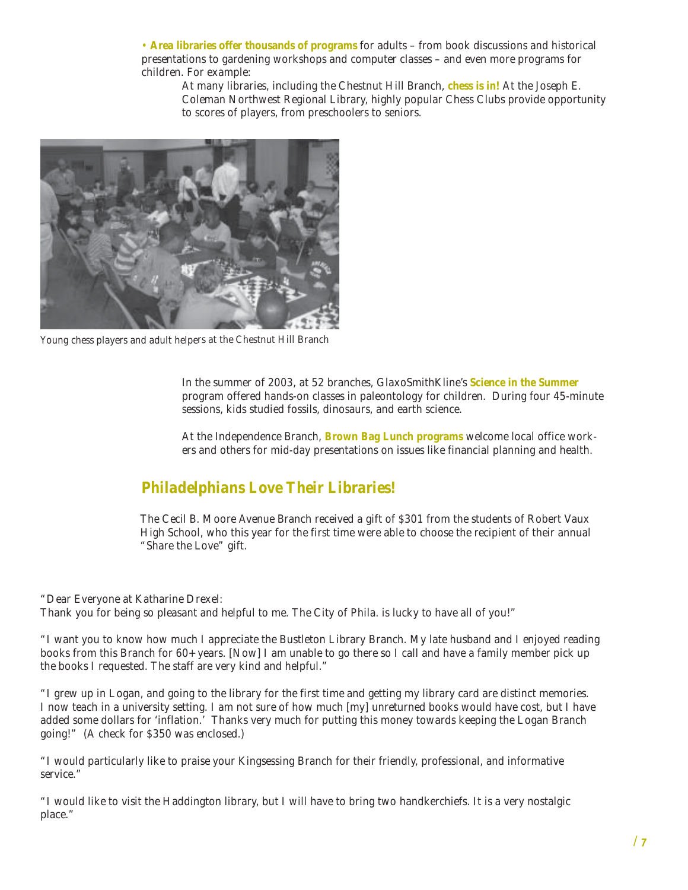• **Area libraries offer thousands of programs** for adults – from book discussions and historical presentations to gardening workshops and computer classes – and even more programs for children. For example:

At many libraries, including the Chestnut Hill Branch, **chess is in!** At the Joseph E. Coleman Northwest Regional Library, highly popular Chess Clubs provide opportunity to scores of players, from preschoolers to seniors.

*Young chess players and adult helpers at the Chestnut Hill Branch*

In the summer of 2003, at 52 branches, GlaxoSmithKline's **Science in the Summer** program offered hands-on classes in paleontology for children. During four 45-minute sessions, kids studied fossils, dinosaurs, and earth science.

At the Independence Branch, **Brown Bag Lunch programs** welcome local office workers and others for mid-day presentations on issues like financial planning and health.

## *Philadelphians Love Their Libraries!*

The Cecil B. Moore Avenue Branch received a gift of $301 from the students of Robert Vaux High School, who this year for the first time were able to choose the recipient of their annual "Share the Love" gift.

"Dear Everyone at Katharine Drexel:
Thank you for being so pleasant and helpful to me. The City of Phila. is lucky to have all of you!"

"I want you to know how much I appreciate the Bustleton Library Branch. My late husband and I enjoyed reading books from this Branch for 60+ years. [Now] I am unable to go there so I call and have a family member pick up the books I requested. The staff are very kind and helpful."

"I grew up in Logan, and going to the library for the first time and getting my library card are distinct memories. I now teach in a university setting. I am not sure of how much [my] unreturned books would have cost, but I have added some dollars for 'inflation.' Thanks very much for putting this money towards keeping the Logan Branch going!" (A check for $350 was enclosed.)

"I would particularly like to praise your Kingsessing Branch for their friendly, professional, and informative service."

"I would like to visit the Haddington library, but I will have to bring two handkerchiefs. It is a very nostalgic place."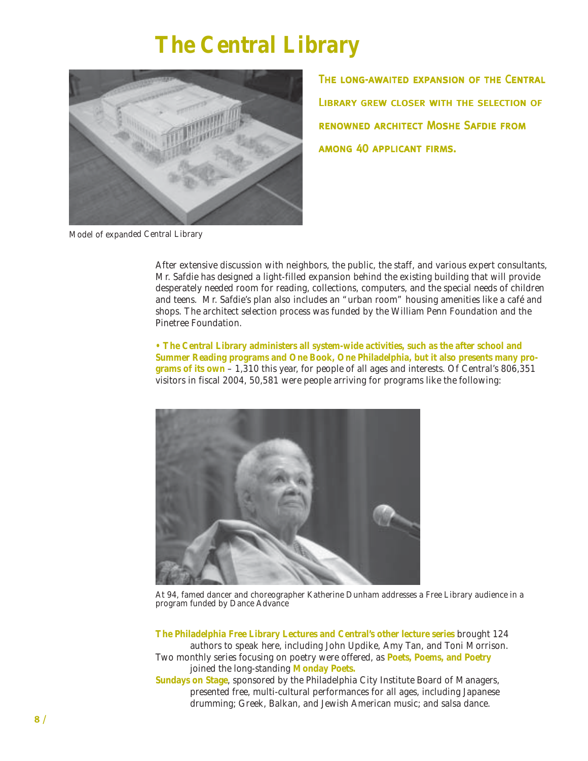# The Central Library

**THE LONG-AWAITED EXPANSION OF THE CENTRAL LIBRARY GREW CLOSER WITH THE SELECTION OF RENOWNED ARCHITECT MOSHE SAFDIE FROM AMONG 40 APPLICANT FIRMS.**

*Model of expanded Central Library*

After extensive discussion with neighbors, the public, the staff, and various expert consultants, Mr. Safdie has designed a light-filled expansion behind the existing building that will provide desperately needed room for reading, collections, computers, and the special needs of children and teens. Mr. Safdie's plan also includes an "urban room" housing amenities like a café and shops. The architect selection process was funded by the William Penn Foundation and the Pinetree Foundation.

**• The Central Library administers all system-wide activities, such as the after school and Summer Reading programs and One Book, One Philadelphia, but it also presents many programs of its own** – 1,310 this year, for people of all ages and interests. Of Central's 806,351 visitors in fiscal 2004, 50,581 were people arriving for programs like the following:

*At 94, famed dancer and choreographer Katherine Dunham addresses a Free Library audience in a program funded by Dance Advance*

**The Philadelphia Free Library Lectures and Central's other lecture series** brought 124 authors to speak here, including John Updike, Amy Tan, and Toni Morrison.

Two monthly series focusing on poetry were offered, as **Poets, Poems, and Poetry** joined the long-standing **Monday Poets.**

**Sundays on Stage**, sponsored by the Philadelphia City Institute Board of Managers, presented free, multi-cultural performances for all ages, including Japanese drumming; Greek, Balkan, and Jewish American music; and salsa dance.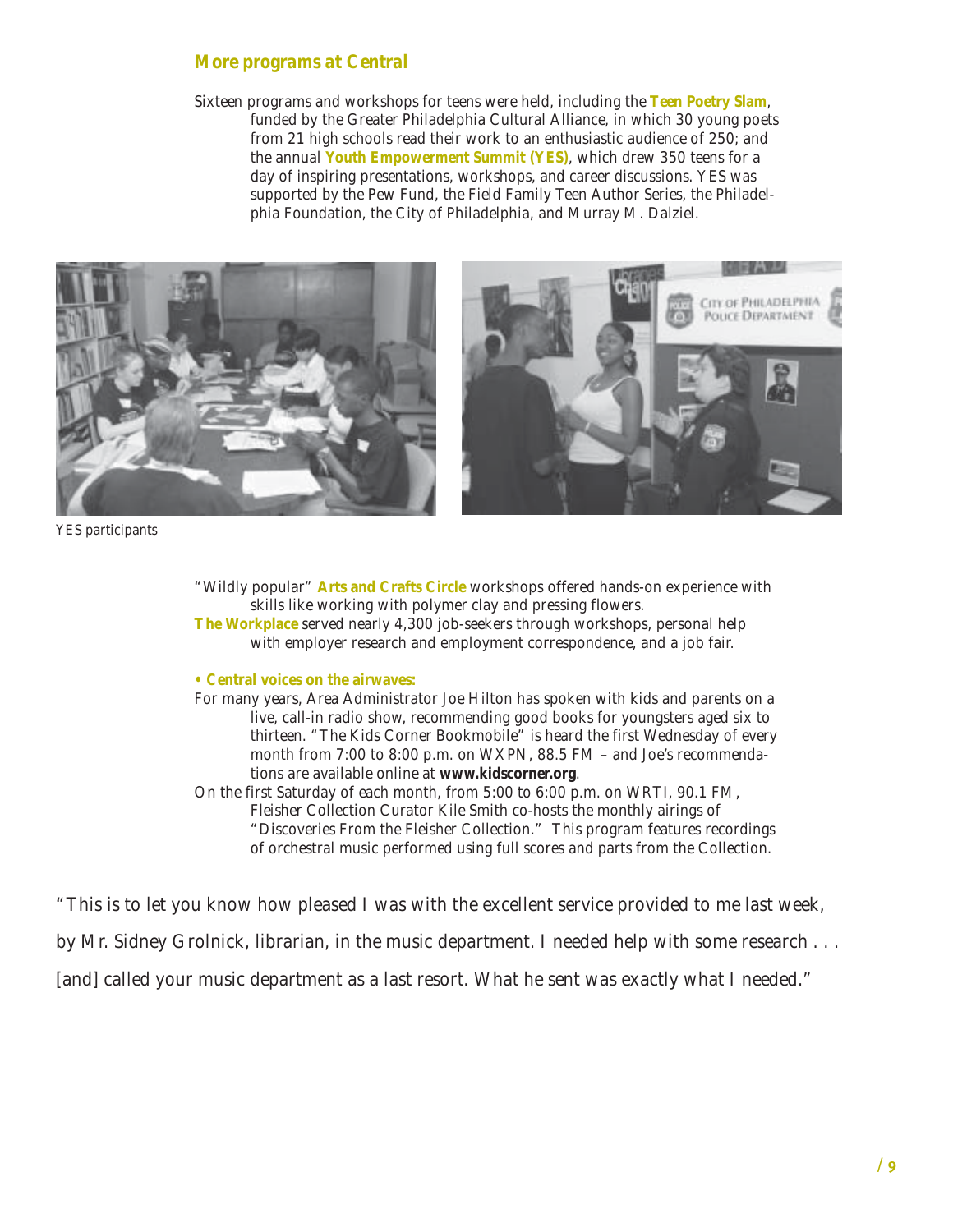### More programs at Central

Sixteen programs and workshops for teens were held, including the **Teen Poetry Slam**, funded by the Greater Philadelphia Cultural Alliance, in which 30 young poets from 21 high schools read their work to an enthusiastic audience of 250; and the annual **Youth Empowerment Summit (YES)**, which drew 350 teens for a day of inspiring presentations, workshops, and career discussions. YES was supported by the Pew Fund, the Field Family Teen Author Series, the Philadelphia Foundation, the City of Philadelphia, and Murray M. Dalziel.

YES participants

"Wildly popular" **Arts and Crafts Circle** workshops offered hands-on experience with skills like working with polymer clay and pressing flowers.

**The Workplace** served nearly 4,300 job-seekers through workshops, personal help with employer research and employment correspondence, and a job fair.

**• Central voices on the airwaves:**

For many years, Area Administrator Joe Hilton has spoken with kids and parents on a live, call-in radio show, recommending good books for youngsters aged six to thirteen. "The Kids Corner Bookmobile" is heard the first Wednesday of every month from 7:00 to 8:00 p.m. on WXPN, 88.5 FM – and Joe's recommendations are available online at **www.kidscorner.org**.

On the first Saturday of each month, from 5:00 to 6:00 p.m. on WRTI, 90.1 FM, Fleisher Collection Curator Kile Smith co-hosts the monthly airings of "Discoveries From the Fleisher Collection." This program features recordings of orchestral music performed using full scores and parts from the Collection.

"This is to let you know how pleased I was with the excellent service provided to me last week, by Mr. Sidney Grolnick, librarian, in the music department. I needed help with some research . . . [and] called your music department as a last resort. What he sent was exactly what I needed."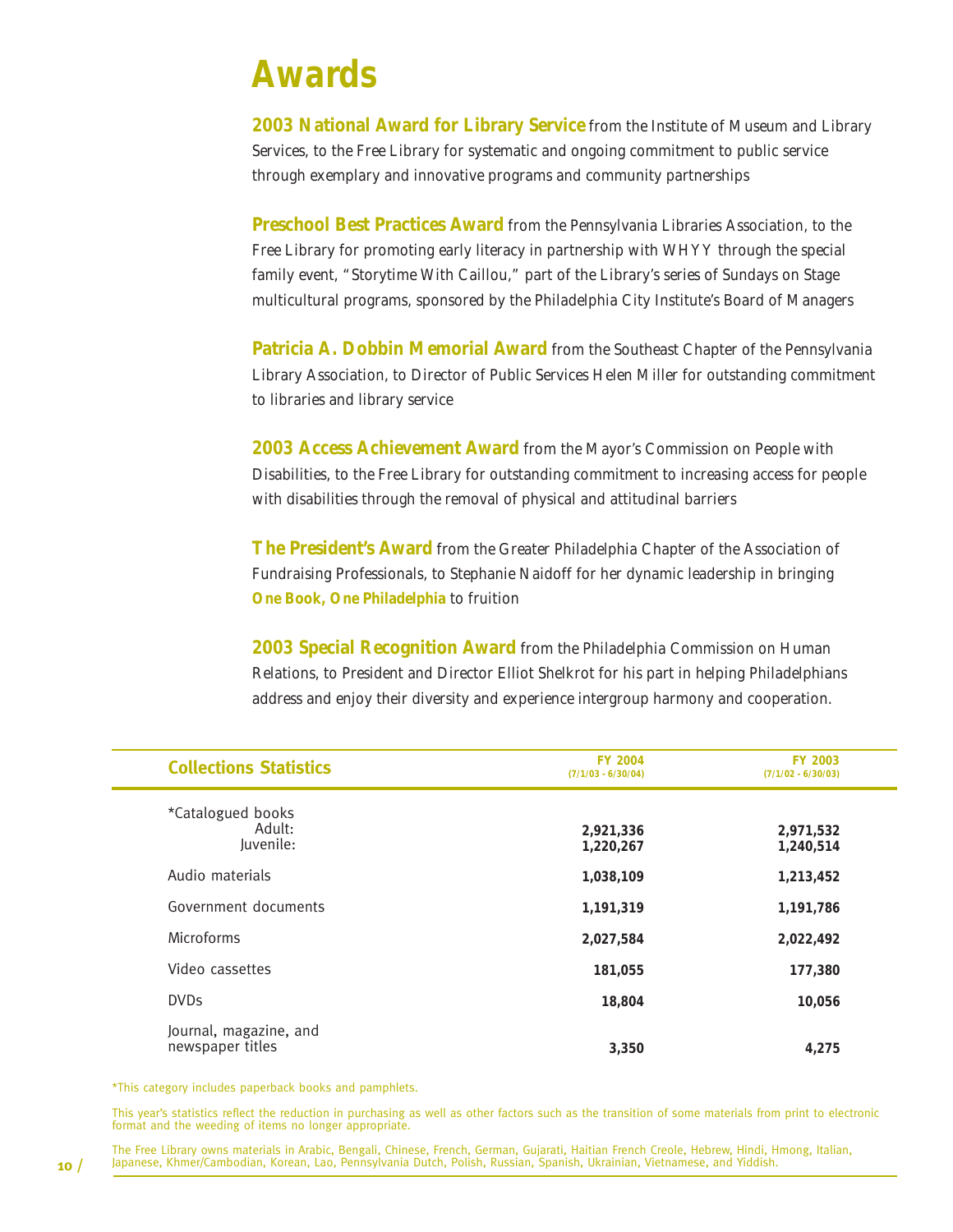# Awards

**2003 National Award for Library Service** from the Institute of Museum and Library Services, to the Free Library for systematic and ongoing commitment to public service through exemplary and innovative programs and community partnerships

**Preschool Best Practices Award** from the Pennsylvania Libraries Association, to the Free Library for promoting early literacy in partnership with WHYY through the special family event, "Storytime With Caillou," part of the Library's series of Sundays on Stage multicultural programs, sponsored by the Philadelphia City Institute's Board of Managers

**Patricia A. Dobbin Memorial Award** from the Southeast Chapter of the Pennsylvania Library Association, to Director of Public Services Helen Miller for outstanding commitment to libraries and library service

**2003 Access Achievement Award** from the Mayor's Commission on People with Disabilities, to the Free Library for outstanding commitment to increasing access for people with disabilities through the removal of physical and attitudinal barriers

**The President's Award** from the Greater Philadelphia Chapter of the Association of Fundraising Professionals, to Stephanie Naidoff for her dynamic leadership in bringing **One Book, One Philadelphia** to fruition

**2003 Special Recognition Award** from the Philadelphia Commission on Human Relations, to President and Director Elliot Shelkrot for his part in helping Philadelphians address and enjoy their diversity and experience intergroup harmony and cooperation.

| Collections Statistics | FY 2004 (7/1/03 - 6/30/04) | FY 2003 (7/1/02 - 6/30/03) |
|---|---|---|
| *Catalogued books | | |
| Adult: | **2,921,336** | **2,971,532** |
| Juvenile: | **1,220,267** | **1,240,514** |
| Audio materials | **1,038,109** | **1,213,452** |
| Government documents | **1,191,319** | **1,191,786** |
| Microforms | **2,027,584** | **2,022,492** |
| Video cassettes | **181,055** | **177,380** |
| DVDs | **18,804** | **10,056** |
| Journal, magazine, and newspaper titles | **3,350** | **4,275** |

*This category includes paperback books and pamphlets.

This year's statistics reflect the reduction in purchasing as well as other factors such as the transition of some materials from print to electronic format and the weeding of items no longer appropriate.

The Free Library owns materials in Arabic, Bengali, Chinese, French, German, Gujarati, Haitian French Creole, Hebrew, Hindi, Hmong, Italian, Japanese, Khmer/Cambodian, Korean, Lao, Pennsylvania Dutch, Polish, Russian, Spanish, Ukrainian, Vietnamese, and Yiddish.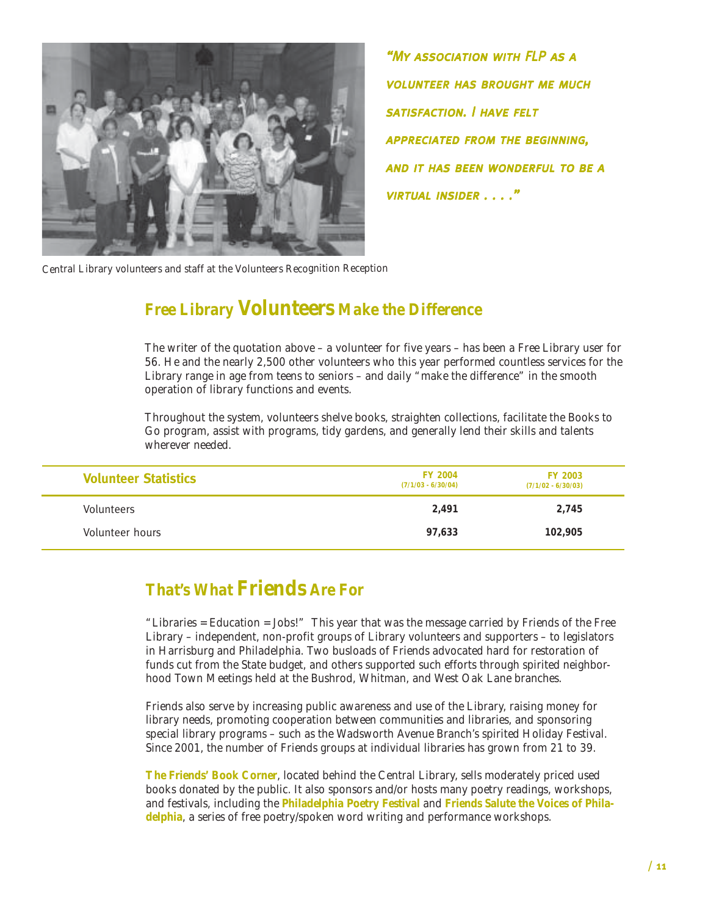*"My association with FLP as a volunteer has brought me much satisfaction. I have felt appreciated from the beginning, and it has been wonderful to be a virtual insider . . . ."*

Central Library volunteers and staff at the Volunteers Recognition Reception

## Free Library Volunteers Make the Difference

The writer of the quotation above – a volunteer for five years – has been a Free Library user for 56. He and the nearly 2,500 other volunteers who this year performed countless services for the Library range in age from teens to seniors – and daily "make the difference" in the smooth operation of library functions and events.

Throughout the system, volunteers shelve books, straighten collections, facilitate the Books to Go program, assist with programs, tidy gardens, and generally lend their skills and talents wherever needed.

| Volunteer Statistics | FY 2004 (7/1/03 - 6/30/04) | FY 2003 (7/1/02 - 6/30/03) |
|---|---|---|
| Volunteers | 2,491 | 2,745 |
| Volunteer hours | 97,633 | 102,905 |

## That's What Friends Are For

"Libraries = Education = Jobs!" This year that was the message carried by Friends of the Free Library – independent, non-profit groups of Library volunteers and supporters – to legislators in Harrisburg and Philadelphia. Two busloads of Friends advocated hard for restoration of funds cut from the State budget, and others supported such efforts through spirited neighborhood Town Meetings held at the Bushrod, Whitman, and West Oak Lane branches.

Friends also serve by increasing public awareness and use of the Library, raising money for library needs, promoting cooperation between communities and libraries, and sponsoring special library programs – such as the Wadsworth Avenue Branch's spirited Holiday Festival. Since 2001, the number of Friends groups at individual libraries has grown from 21 to 39.

**The Friends' Book Corner**, located behind the Central Library, sells moderately priced used books donated by the public. It also sponsors and/or hosts many poetry readings, workshops, and festivals, including the **Philadelphia Poetry Festival** and **Friends Salute the Voices of Philadelphia**, a series of free poetry/spoken word writing and performance workshops.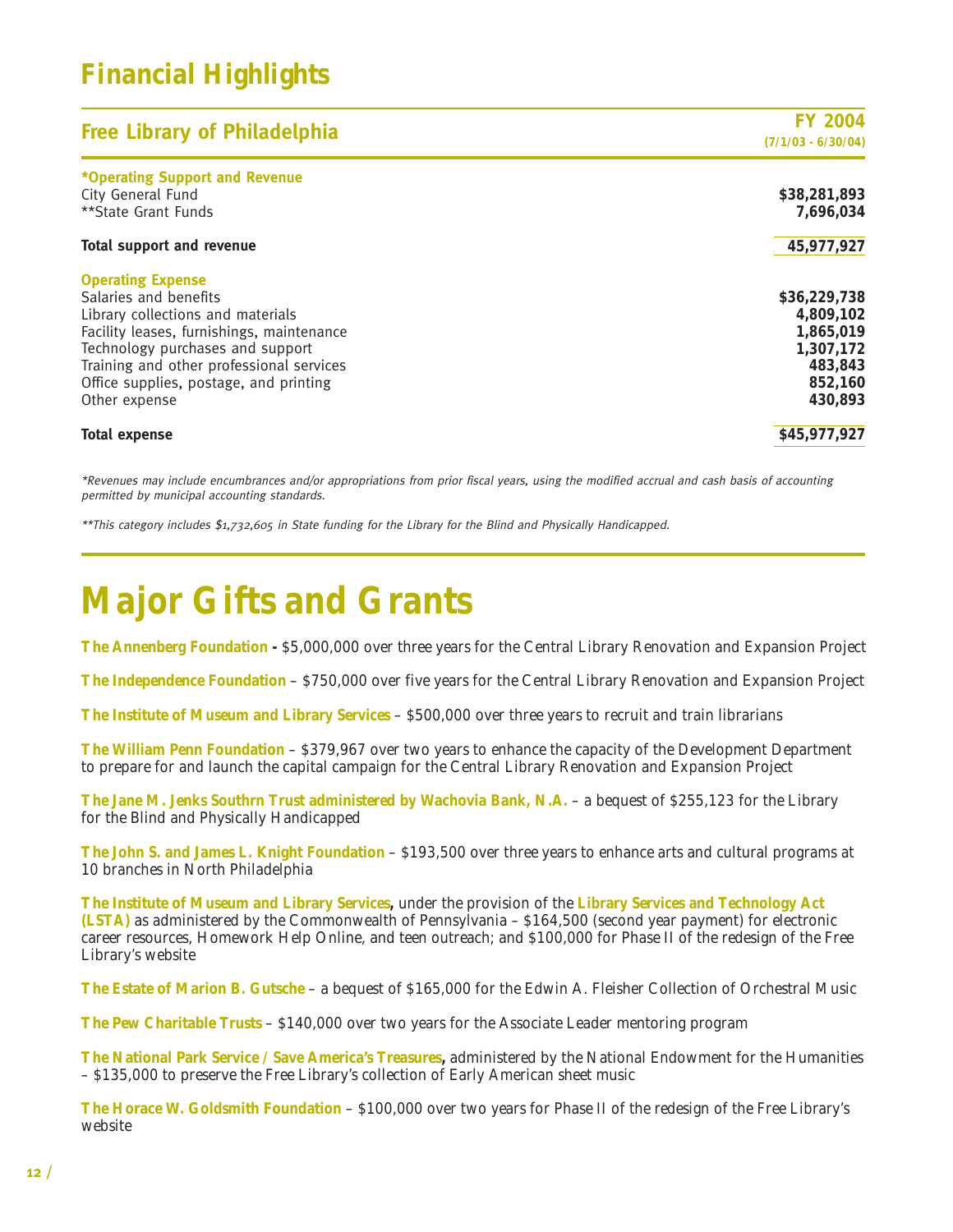# Financial Highlights

| Free Library of Philadelphia | FY 2004 (7/1/03 - 6/30/04) |
|---|---|
| ***Operating Support and Revenue** | |
| City General Fund | **$38,281,893** |
| **State Grant Funds | **7,696,034** |
| **Total support and revenue** | **45,977,927** |
| **Operating Expense** | |
| Salaries and benefits | **$36,229,738** |
| Library collections and materials | **4,809,102** |
| Facility leases, furnishings, maintenance | **1,865,019** |
| Technology purchases and support | **1,307,172** |
| Training and other professional services | **483,843** |
| Office supplies, postage, and printing | **852,160** |
| Other expense | **430,893** |
| **Total expense** | **$45,977,927** |

*\*Revenues may include encumbrances and/or appropriations from prior fiscal years, using the modified accrual and cash basis of accounting permitted by municipal accounting standards.*

*\*\*This category includes $1,732,605 in State funding for the Library for the Blind and Physically Handicapped.*

# Major Gifts and Grants

**The Annenberg Foundation** - $5,000,000 over three years for the Central Library Renovation and Expansion Project

**The Independence Foundation** – $750,000 over five years for the Central Library Renovation and Expansion Project

**The Institute of Museum and Library Services** – $500,000 over three years to recruit and train librarians

**The William Penn Foundation** – $379,967 over two years to enhance the capacity of the Development Department to prepare for and launch the capital campaign for the Central Library Renovation and Expansion Project

**The Jane M. Jenks Southrn Trust administered by Wachovia Bank, N.A.** – a bequest of $255,123 for the Library for the Blind and Physically Handicapped

**The John S. and James L. Knight Foundation** – $193,500 over three years to enhance arts and cultural programs at 10 branches in North Philadelphia

**The Institute of Museum and Library Services,** under the provision of the **Library Services and Technology Act (LSTA)** as administered by the Commonwealth of Pennsylvania – $164,500 (second year payment) for electronic career resources, Homework Help Online, and teen outreach; and $100,000 for Phase II of the redesign of the Free Library's website

**The Estate of Marion B. Gutsche** – a bequest of $165,000 for the Edwin A. Fleisher Collection of Orchestral Music

**The Pew Charitable Trusts** – $140,000 over two years for the Associate Leader mentoring program

**The National Park Service / Save America's Treasures,** administered by the National Endowment for the Humanities – $135,000 to preserve the Free Library's collection of Early American sheet music

**The Horace W. Goldsmith Foundation** – $100,000 over two years for Phase II of the redesign of the Free Library's website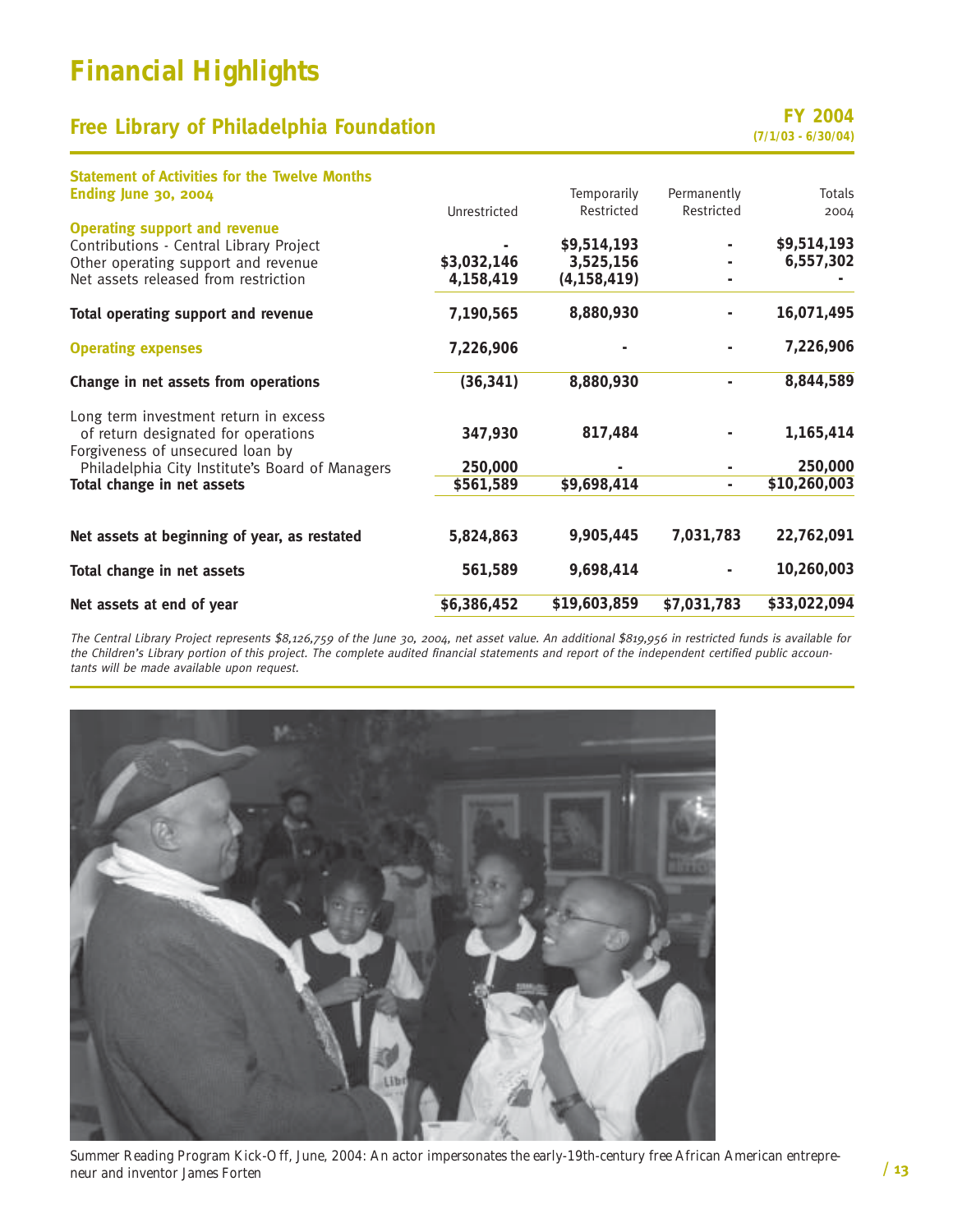# Financial Highlights

## Free Library of Philadelphia Foundation

**FY 2004**
**(7/1/03 - 6/30/04)**

| **Statement of Activities for the Twelve Months Ending June 30, 2004** | Unrestricted | Temporarily Restricted | Permanently Restricted | Totals 2004 |
|---|---|---|---|---|
| **Operating support and revenue** | | | | |
| Contributions - Central Library Project | - | **$9,514,193** | - | **$9,514,193** |
| Other operating support and revenue | **$3,032,146** | **3,525,156** | - | **6,557,302** |
| Net assets released from restriction | **4,158,419** | **(4,158,419)** | - | - |
| **Total operating support and revenue** | **7,190,565** | **8,880,930** | - | **16,071,495** |
| **Operating expenses** | **7,226,906** | - | - | **7,226,906** |
| **Change in net assets from operations** | **(36,341)** | **8,880,930** | - | **8,844,589** |
| Long term investment return in excess of return designated for operations | **347,930** | **817,484** | - | **1,165,414** |
| Forgiveness of unsecured loan by Philadelphia City Institute's Board of Managers | **250,000** | - | - | **250,000** |
| **Total change in net assets** | **$561,589** | **$9,698,414** | - | **$10,260,003** |
| **Net assets at beginning of year, as restated** | **5,824,863** | **9,905,445** | **7,031,783** | **22,762,091** |
| **Total change in net assets** | **561,589** | **9,698,414** | - | **10,260,003** |
| **Net assets at end of year** | **$6,386,452** | **$19,603,859** | **$7,031,783** | **$33,022,094** |

*The Central Library Project represents $8,126,759 of the June 30, 2004, net asset value. An additional $819,956 in restricted funds is available for the Children's Library portion of this project. The complete audited financial statements and report of the independent certified public accountants will be made available upon request.*

Summer Reading Program Kick-Off, June, 2004: An actor impersonates the early-19th-century free African American entrepreneur and inventor James Forten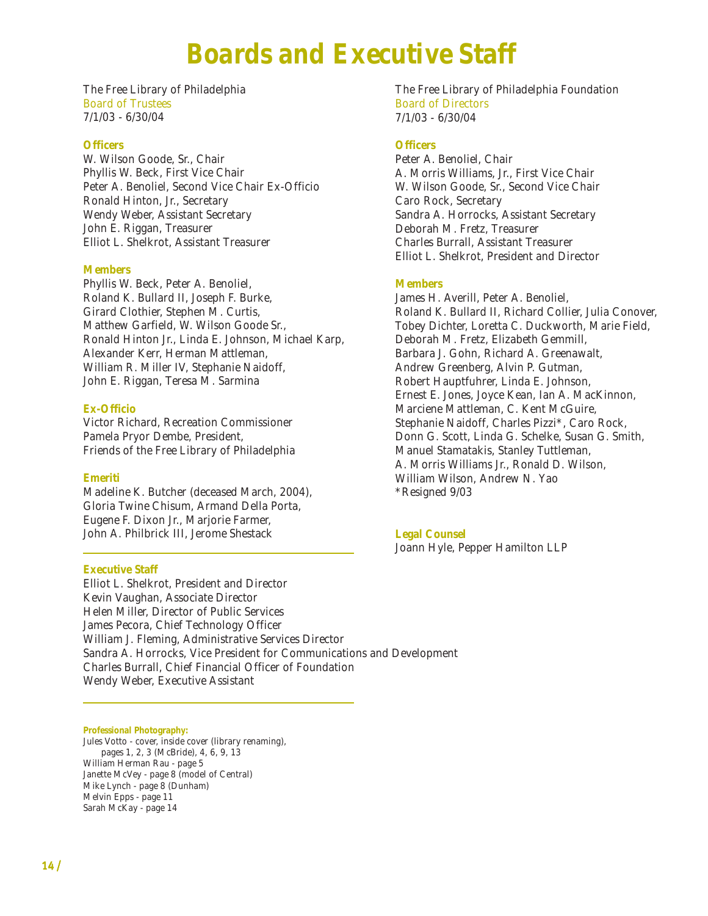# Boards and Executive Staff

The Free Library of Philadelphia
Board of Trustees
7/1/03 - 6/30/04

### Officers

W. Wilson Goode, Sr., Chair
Phyllis W. Beck, First Vice Chair
Peter A. Benoliel, Second Vice Chair Ex-Officio
Ronald Hinton, Jr., Secretary
Wendy Weber, Assistant Secretary
John E. Riggan, Treasurer
Elliot L. Shelkrot, Assistant Treasurer

### Members

Phyllis W. Beck, Peter A. Benoliel,
Roland K. Bullard II, Joseph F. Burke,
Girard Clothier, Stephen M. Curtis,
Matthew Garfield, W. Wilson Goode Sr.,
Ronald Hinton Jr., Linda E. Johnson, Michael Karp,
Alexander Kerr, Herman Mattleman,
William R. Miller IV, Stephanie Naidoff,
John E. Riggan, Teresa M. Sarmina

### Ex-Officio

Victor Richard, Recreation Commissioner
Pamela Pryor Dembe, President,
Friends of the Free Library of Philadelphia

### Emeriti

Madeline K. Butcher (deceased March, 2004),
Gloria Twine Chisum, Armand Della Porta,
Eugene F. Dixon Jr., Marjorie Farmer,
John A. Philbrick III, Jerome Shestack

### Executive Staff

Elliot L. Shelkrot, President and Director
Kevin Vaughan, Associate Director
Helen Miller, Director of Public Services
James Pecora, Chief Technology Officer
William J. Fleming, Administrative Services Director
Sandra A. Horrocks, Vice President for Communications and Development
Charles Burrall, Chief Financial Officer of Foundation
Wendy Weber, Executive Assistant

**Professional Photography:**
Jules Votto - cover, inside cover (library renaming), pages 1, 2, 3 (McBride), 4, 6, 9, 13
William Herman Rau - page 5
Janette McVey - page 8 (model of Central)
Mike Lynch - page 8 (Dunham)
Melvin Epps - page 11
Sarah McKay - page 14

The Free Library of Philadelphia Foundation
Board of Directors
7/1/03 - 6/30/04

### Officers

Peter A. Benoliel, Chair
A. Morris Williams, Jr., First Vice Chair
W. Wilson Goode, Sr., Second Vice Chair
Caro Rock, Secretary
Sandra A. Horrocks, Assistant Secretary
Deborah M. Fretz, Treasurer
Charles Burrall, Assistant Treasurer
Elliot L. Shelkrot, President and Director

### Members

James H. Averill, Peter A. Benoliel,
Roland K. Bullard II, Richard Collier, Julia Conover,
Tobey Dichter, Loretta C. Duckworth, Marie Field,
Deborah M. Fretz, Elizabeth Gemmill,
Barbara J. Gohn, Richard A. Greenawalt,
Andrew Greenberg, Alvin P. Gutman,
Robert Hauptfuhrer, Linda E. Johnson,
Ernest E. Jones, Joyce Kean, Ian A. MacKinnon,
Marciene Mattleman, C. Kent McGuire,
Stephanie Naidoff, Charles Pizzi*, Caro Rock,
Donn G. Scott, Linda G. Schelke, Susan G. Smith,
Manuel Stamatakis, Stanley Tuttleman,
A. Morris Williams Jr., Ronald D. Wilson,
William Wilson, Andrew N. Yao
*Resigned 9/03

### Legal Counsel

Joann Hyle, Pepper Hamilton LLP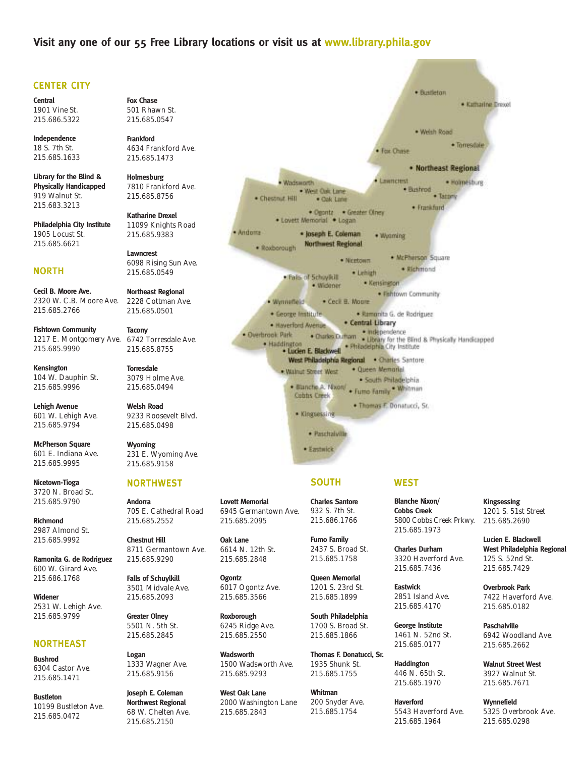## Visit any one of our 55 Free Library locations or visit us at www.library.phila.gov

### CENTER CITY

**Central**
1901 Vine St.
215.686.5322

**Independence**
18 S. 7th St.
215.685.1633

**Library for the Blind & Physically Handicapped**
919 Walnut St.
215.683.3213

**Philadelphia City Institute**
1905 Locust St.
215.685.6621

### NORTH

**Cecil B. Moore Ave.**
2320 W. C.B. Moore Ave.
215.685.2766

**Fishtown Community**
1217 E. Montgomery Ave.
215.685.9990

**Kensington**
104 W. Dauphin St.
215.685.9996

**Lehigh Avenue**
601 W. Lehigh Ave.
215.685.9794

**McPherson Square**
601 E. Indiana Ave.
215.685.9995

**Nicetown-Tioga**
3720 N. Broad St.
215.685.9790

**Richmond**
2987 Almond St.
215.685.9992

**Ramonita G. de Rodriguez**
600 W. Girard Ave.
215.686.1768

**Widener**
2531 W. Lehigh Ave.
215.685.9799

### NORTHEAST

**Bushrod**
6304 Castor Ave.
215.685.1471

**Bustleton**
10199 Bustleton Ave.
215.685.0472

**Fox Chase**
501 Rhawn St.
215.685.0547

**Frankford**
4634 Frankford Ave.
215.685.1473

**Holmesburg**
7810 Frankford Ave.
215.685.8756

**Katharine Drexel**
11099 Knights Road
215.685.9383

**Lawncrest**
6098 Rising Sun Ave.
215.685.0549

**Northeast Regional**
2228 Cottman Ave.
215.685.0501

**Tacony**
6742 Torresdale Ave.
215.685.8755

**Torresdale**
3079 Holme Ave.
215.685.0494

**Welsh Road**
9233 Roosevelt Blvd.
215.685.0498

**Wyoming**
231 E. Wyoming Ave.
215.685.9158

### NORTHWEST

**Andorra**
705 E. Cathedral Road
215.685.2552

**Chestnut Hill**
8711 Germantown Ave.
215.685.9290

**Falls of Schuylkill**
3501 Midvale Ave.
215.685.2093

**Greater Olney**
5501 N. 5th St.
215.685.2845

**Logan**
1333 Wagner Ave.
215.685.9156

**Joseph E. Coleman Northwest Regional**
68 W. Chelten Ave.
215.685.2150

**Lovett Memorial**
6945 Germantown Ave.
215.685.2095

**Oak Lane**
6614 N. 12th St.
215.685.2848

**Ogontz**
6017 Ogontz Ave.
215.685.3566

**Roxborough**
6245 Ridge Ave.
215.685.2550

**Wadsworth**
1500 Wadsworth Ave.
215.685.9293

**West Oak Lane**
2000 Washington Lane
215.685.2843

Bustleton
Katharine Drexel
Welsh Road
Torresdale
Fox Chase
Northeast Regional
Lawncrest
Holmesburg
Bushrod
Tacony
Frankford
Wadsworth
West Oak Lane
Chestnut Hill
Oak Lane
Ogontz
Greater Olney
Lovett Memorial
Logan
Andorra
Joseph E. Coleman Northwest Regional
Wyoming
Roxborough
Nicetown
McPherson Square
Richmond
Falls of Schuylkill
Lehigh
Widener
Kensington
Fishtown Community
Wynnefield
Cecil B. Moore
George Institute
Ramonita G. de Rodriguez
Haverford Avenue
Central Library
Overbrook Park
Charles Durham
Independence
Library for the Blind & Physically Handicapped
Haddington
Philadelphia City Institute
Lucien E. Blackwell West Philadelphia Regional
Charles Santore
Walnut Street West
Queen Memorial
South Philadelphia
Blanche A. Nixon/ Cobbs Creek
Fumo Family
Whitman
Thomas F. Donatucci, Sr.
Kingsessing
Paschalville
Eastwick

### SOUTH

**Charles Santore**
932 S. 7th St.
215.686.1766

**Fumo Family**
2437 S. Broad St.
215.685.1758

**Queen Memorial**
1201 S. 23rd St.
215.685.1899

**South Philadelphia**
1700 S. Broad St.
215.685.1866

**Thomas F. Donatucci, Sr.**
1935 Shunk St.
215.685.1755

**Whitman**
200 Snyder Ave.
215.685.1754

### WEST

**Blanche Nixon/ Cobbs Creek**
5800 Cobbs Creek Prkwy.
215.685.1973

**Charles Durham**
3320 Haverford Ave.
215.685.7436

**Eastwick**
2851 Island Ave.
215.685.4170

**George Institute**
1461 N. 52nd St.
215.685.0177

**Haddington**
446 N. 65th St.
215.685.1970

**Haverford**
5543 Haverford Ave.
215.685.1964

**Kingsessing**
1201 S. 51st Street
215.685.2690

**Lucien E. Blackwell West Philadelphia Regional**
125 S. 52nd St.
215.685.7429

**Overbrook Park**
7422 Haverford Ave.
215.685.0182

**Paschalville**
6942 Woodland Ave.
215.685.2662

**Walnut Street West**
3927 Walnut St.
215.685.7671

**Wynnefield**
5325 Overbrook Ave.
215.685.0298